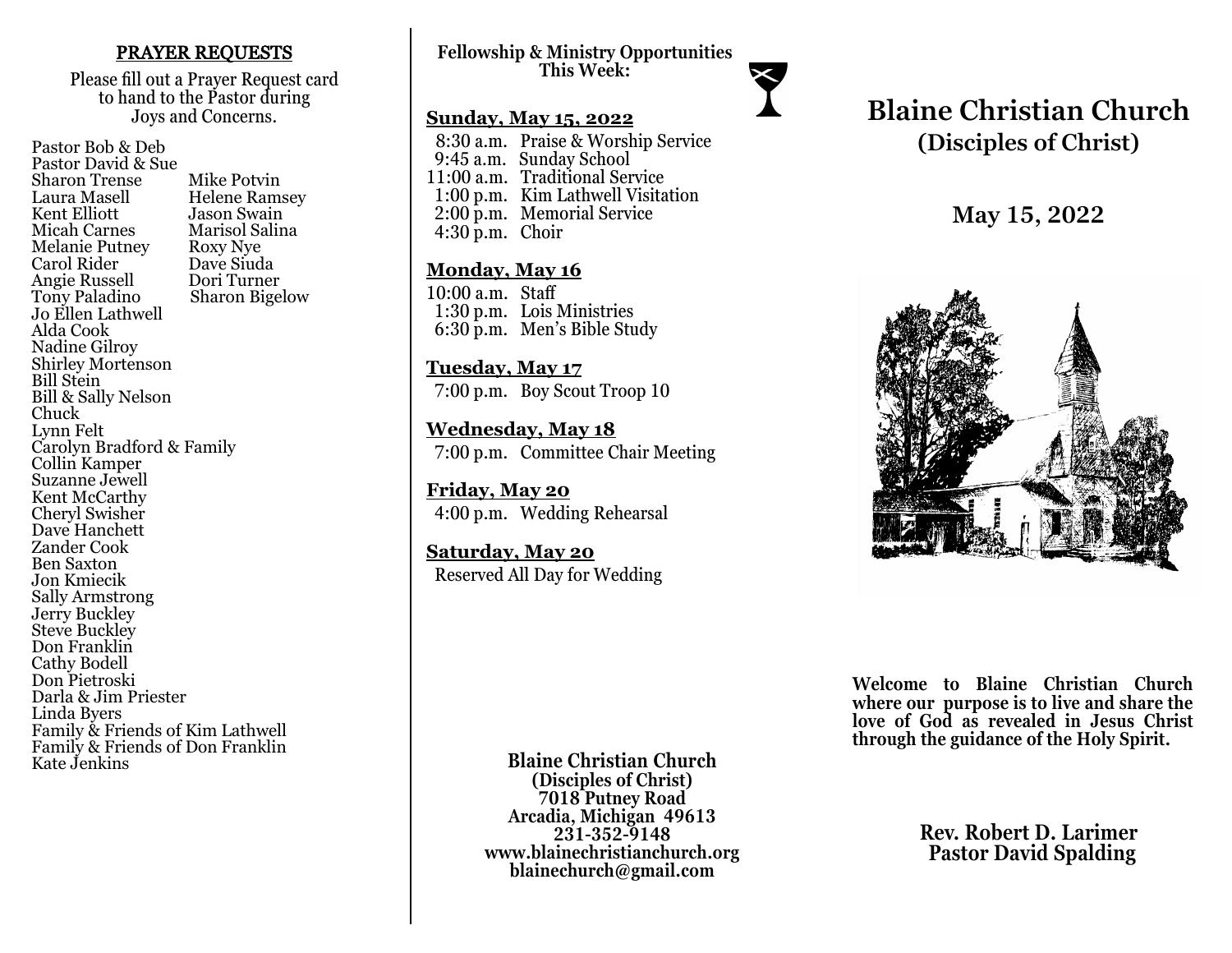## PRAYER REQUESTS

Please fill out a Prayer Request card to hand to the Pastor during Joys and Concerns.

Pastor Bob & Deb
Pastor David & Sue

| | |
|---|---|
| Sharon Trense | Mike Potvin |
| Laura Masell | Helene Ramsey |
| Kent Elliott | Jason Swain |
| Micah Carnes | Marisol Salina |
| Melanie Putney | Roxy Nye |
| Carol Rider | Dave Siuda |
| Angie Russell | Dori Turner |
| Tony Paladino | Sharon Bigelow |

Jo Ellen Lathwell
Alda Cook
Nadine Gilroy
Shirley Mortenson
Bill Stein
Bill & Sally Nelson
Chuck
Lynn Felt
Carolyn Bradford & Family
Collin Kamper
Suzanne Jewell
Kent McCarthy
Cheryl Swisher
Dave Hanchett
Zander Cook
Ben Saxton
Jon Kmiecik
Sally Armstrong
Jerry Buckley
Steve Buckley
Don Franklin
Cathy Bodell
Don Pietroski
Darla & Jim Priester
Linda Byers
Family & Friends of Kim Lathwell
Family & Friends of Don Franklin
Kate Jenkins

**Fellowship & Ministry Opportunities This Week:**

**Sunday, May 15, 2022**

8:30 a.m. Praise & Worship Service
9:45 a.m. Sunday School
11:00 a.m. Traditional Service
1:00 p.m. Kim Lathwell Visitation
2:00 p.m. Memorial Service
4:30 p.m. Choir

**Monday, May 16**

10:00 a.m. Staff
1:30 p.m. Lois Ministries
6:30 p.m. Men's Bible Study

**Tuesday, May 17**

7:00 p.m. Boy Scout Troop 10

**Wednesday, May 18**

7:00 p.m. Committee Chair Meeting

**Friday, May 20**

4:00 p.m. Wedding Rehearsal

**Saturday, May 20**

Reserved All Day for Wedding

**Blaine Christian Church**
**(Disciples of Christ)**
**7018 Putney Road**
**Arcadia, Michigan 49613**
**231-352-9148**
**www.blainechristianchurch.org**
**blainechurch@gmail.com**

# Blaine Christian Church
## (Disciples of Christ)

## May 15, 2022

**Welcome to Blaine Christian Church where our purpose is to live and share the love of God as revealed in Jesus Christ through the guidance of the Holy Spirit.**

**Rev. Robert D. Larimer**
**Pastor David Spalding**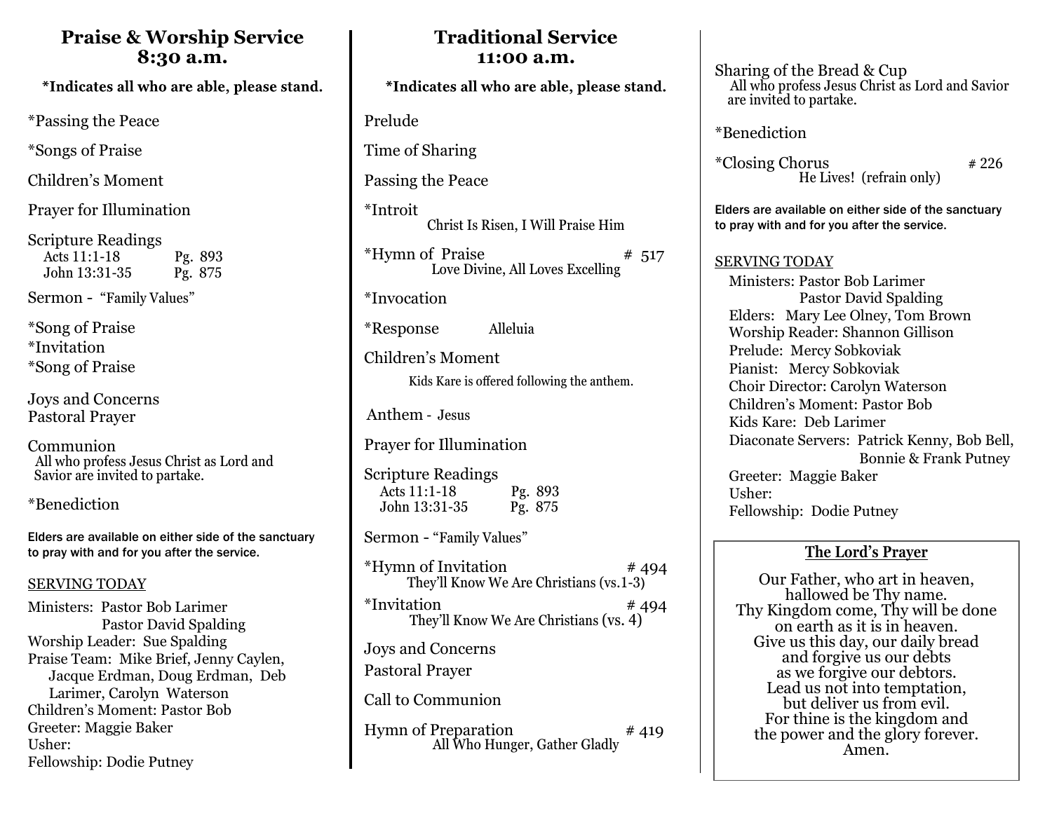## Praise & Worship Service
## 8:30 a.m.

**\*Indicates all who are able, please stand.**

*Passing the Peace

*Songs of Praise

Children's Moment

Prayer for Illumination

Scripture Readings
Acts 11:1-18 Pg. 893
John 13:31-35 Pg. 875

Sermon - "Family Values"

*Song of Praise
*Invitation
*Song of Praise

Joys and Concerns
Pastoral Prayer

Communion
All who profess Jesus Christ as Lord and Savior are invited to partake.

*Benediction

Elders are available on either side of the sanctuary to pray with and for you after the service.

SERVING TODAY

Ministers: Pastor Bob Larimer
Pastor David Spalding
Worship Leader: Sue Spalding
Praise Team: Mike Brief, Jenny Caylen, Jacque Erdman, Doug Erdman, Deb Larimer, Carolyn Waterson
Children's Moment: Pastor Bob
Greeter: Maggie Baker
Usher:
Fellowship: Dodie Putney

## Traditional Service
## 11:00 a.m.

**\*Indicates all who are able, please stand.**

Prelude

Time of Sharing

Passing the Peace

*Introit
Christ Is Risen, I Will Praise Him

*Hymn of Praise # 517
Love Divine, All Loves Excelling

*Invocation

*Response Alleluia

Children's Moment
Kids Kare is offered following the anthem.

Anthem - Jesus

Prayer for Illumination

Scripture Readings
Acts 11:1-18 Pg. 893
John 13:31-35 Pg. 875

Sermon - "Family Values"

*Hymn of Invitation # 494
They'll Know We Are Christians (vs.1-3)

*Invitation # 494
They'll Know We Are Christians (vs. 4)

Joys and Concerns

Pastoral Prayer

Call to Communion

Hymn of Preparation # 419
All Who Hunger, Gather Gladly

Sharing of the Bread & Cup
All who profess Jesus Christ as Lord and Savior are invited to partake.

*Benediction

*Closing Chorus # 226
He Lives! (refrain only)

Elders are available on either side of the sanctuary to pray with and for you after the service.

SERVING TODAY

Ministers: Pastor Bob Larimer
Pastor David Spalding
Elders: Mary Lee Olney, Tom Brown
Worship Reader: Shannon Gillison
Prelude: Mercy Sobkoviak
Pianist: Mercy Sobkoviak
Choir Director: Carolyn Waterson
Children's Moment: Pastor Bob
Kids Kare: Deb Larimer
Diaconate Servers: Patrick Kenny, Bob Bell, Bonnie & Frank Putney
Greeter: Maggie Baker
Usher:
Fellowship: Dodie Putney

**The Lord's Prayer**

Our Father, who art in heaven,
hallowed be Thy name.
Thy Kingdom come, Thy will be done
on earth as it is in heaven.
Give us this day, our daily bread
and forgive us our debts
as we forgive our debtors.
Lead us not into temptation,
but deliver us from evil.
For thine is the kingdom and
the power and the glory forever.
Amen.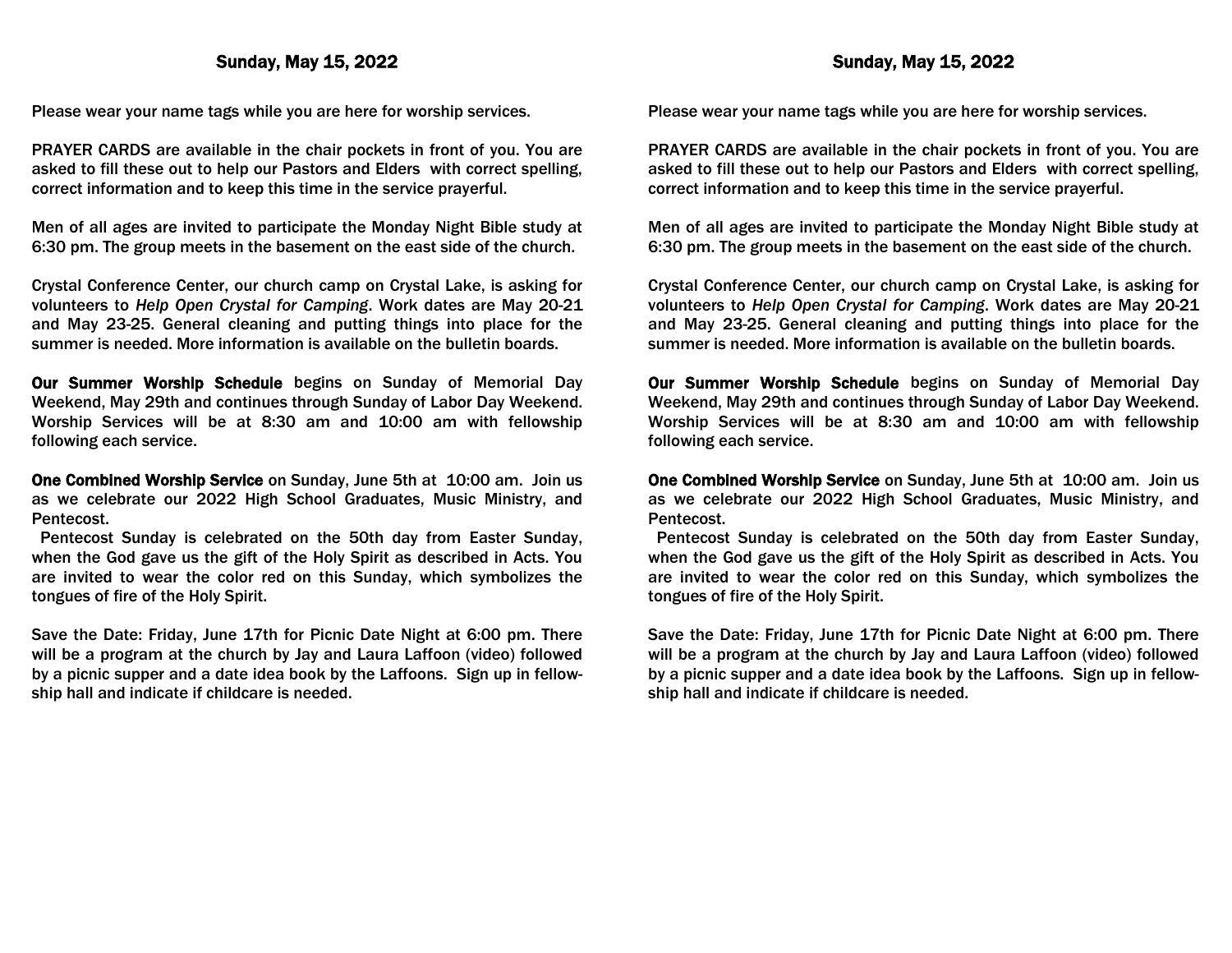## Sunday, May 15, 2022

Please wear your name tags while you are here for worship services.

PRAYER CARDS are available in the chair pockets in front of you. You are asked to fill these out to help our Pastors and Elders with correct spelling, correct information and to keep this time in the service prayerful.

Men of all ages are invited to participate the Monday Night Bible study at 6:30 pm. The group meets in the basement on the east side of the church.

Crystal Conference Center, our church camp on Crystal Lake, is asking for volunteers to *Help Open Crystal for Camping*. Work dates are May 20-21 and May 23-25. General cleaning and putting things into place for the summer is needed. More information is available on the bulletin boards.

**Our Summer Worship Schedule** begins on Sunday of Memorial Day Weekend, May 29th and continues through Sunday of Labor Day Weekend. Worship Services will be at 8:30 am and 10:00 am with fellowship following each service.

**One Combined Worship Service** on Sunday, June 5th at 10:00 am. Join us as we celebrate our 2022 High School Graduates, Music Ministry, and Pentecost.

Pentecost Sunday is celebrated on the 50th day from Easter Sunday, when the God gave us the gift of the Holy Spirit as described in Acts. You are invited to wear the color red on this Sunday, which symbolizes the tongues of fire of the Holy Spirit.

Save the Date: Friday, June 17th for Picnic Date Night at 6:00 pm. There will be a program at the church by Jay and Laura Laffoon (video) followed by a picnic supper and a date idea book by the Laffoons. Sign up in fellowship hall and indicate if childcare is needed.

## Sunday, May 15, 2022

Please wear your name tags while you are here for worship services.

PRAYER CARDS are available in the chair pockets in front of you. You are asked to fill these out to help our Pastors and Elders with correct spelling, correct information and to keep this time in the service prayerful.

Men of all ages are invited to participate the Monday Night Bible study at 6:30 pm. The group meets in the basement on the east side of the church.

Crystal Conference Center, our church camp on Crystal Lake, is asking for volunteers to *Help Open Crystal for Camping*. Work dates are May 20-21 and May 23-25. General cleaning and putting things into place for the summer is needed. More information is available on the bulletin boards.

**Our Summer Worship Schedule** begins on Sunday of Memorial Day Weekend, May 29th and continues through Sunday of Labor Day Weekend. Worship Services will be at 8:30 am and 10:00 am with fellowship following each service.

**One Combined Worship Service** on Sunday, June 5th at 10:00 am. Join us as we celebrate our 2022 High School Graduates, Music Ministry, and Pentecost.

Pentecost Sunday is celebrated on the 50th day from Easter Sunday, when the God gave us the gift of the Holy Spirit as described in Acts. You are invited to wear the color red on this Sunday, which symbolizes the tongues of fire of the Holy Spirit.

Save the Date: Friday, June 17th for Picnic Date Night at 6:00 pm. There will be a program at the church by Jay and Laura Laffoon (video) followed by a picnic supper and a date idea book by the Laffoons. Sign up in fellowship hall and indicate if childcare is needed.